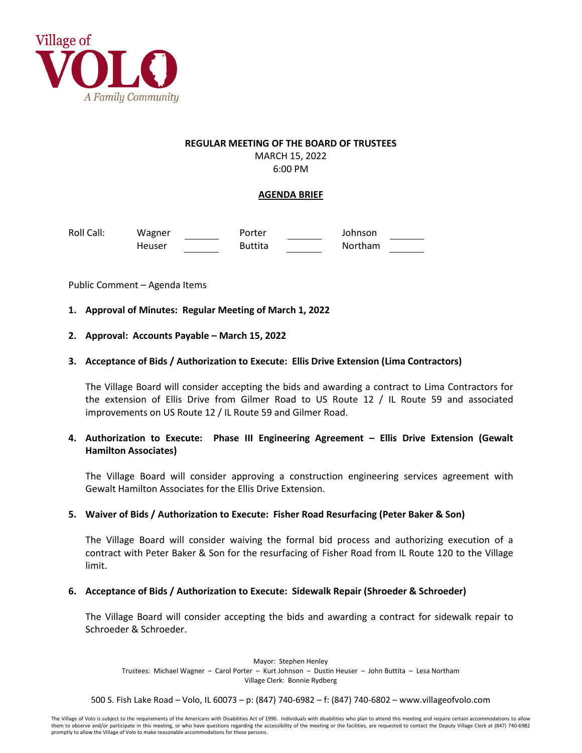Village of VOLO
A Family Community

**REGULAR MEETING OF THE BOARD OF TRUSTEES**
MARCH 15, 2022
6:00 PM

**AGENDA BRIEF**

| Roll Call: | Wagner | ______ | Porter | ______ | Johnson | ______ |
|---|---|---|---|---|---|---|
| | Heuser | ______ | Buttita | ______ | Northam | ______ |

Public Comment – Agenda Items

1. **Approval of Minutes: Regular Meeting of March 1, 2022**

2. **Approval: Accounts Payable – March 15, 2022**

3. **Acceptance of Bids / Authorization to Execute: Ellis Drive Extension (Lima Contractors)**

   The Village Board will consider accepting the bids and awarding a contract to Lima Contractors for the extension of Ellis Drive from Gilmer Road to US Route 12 / IL Route 59 and associated improvements on US Route 12 / IL Route 59 and Gilmer Road.

4. **Authorization to Execute: Phase III Engineering Agreement – Ellis Drive Extension (Gewalt Hamilton Associates)**

   The Village Board will consider approving a construction engineering services agreement with Gewalt Hamilton Associates for the Ellis Drive Extension.

5. **Waiver of Bids / Authorization to Execute: Fisher Road Resurfacing (Peter Baker & Son)**

   The Village Board will consider waiving the formal bid process and authorizing execution of a contract with Peter Baker & Son for the resurfacing of Fisher Road from IL Route 120 to the Village limit.

6. **Acceptance of Bids / Authorization to Execute: Sidewalk Repair (Shroeder & Schroeder)**

   The Village Board will consider accepting the bids and awarding a contract for sidewalk repair to Schroeder & Schroeder.

Mayor: Stephen Henley
Trustees: Michael Wagner – Carol Porter – Kurt Johnson – Dustin Heuser – John Buttita – Lesa Northam
Village Clerk: Bonnie Rydberg

500 S. Fish Lake Road – Volo, IL 60073 – p: (847) 740-6982 – f: (847) 740-6802 – www.villageofvolo.com

The Village of Volo is subject to the requirements of the Americans with Disabilities Act of 1990. Individuals with disabilities who plan to attend this meeting and require certain accommodations to allow them to observe and/or participate in this meeting, or who have questions regarding the accessibility of the meeting or the facilities, are requested to contact the Deputy Village Clerk at (847) 740-6982 promptly to allow the Village of Volo to make reasonable accommodations for those persons.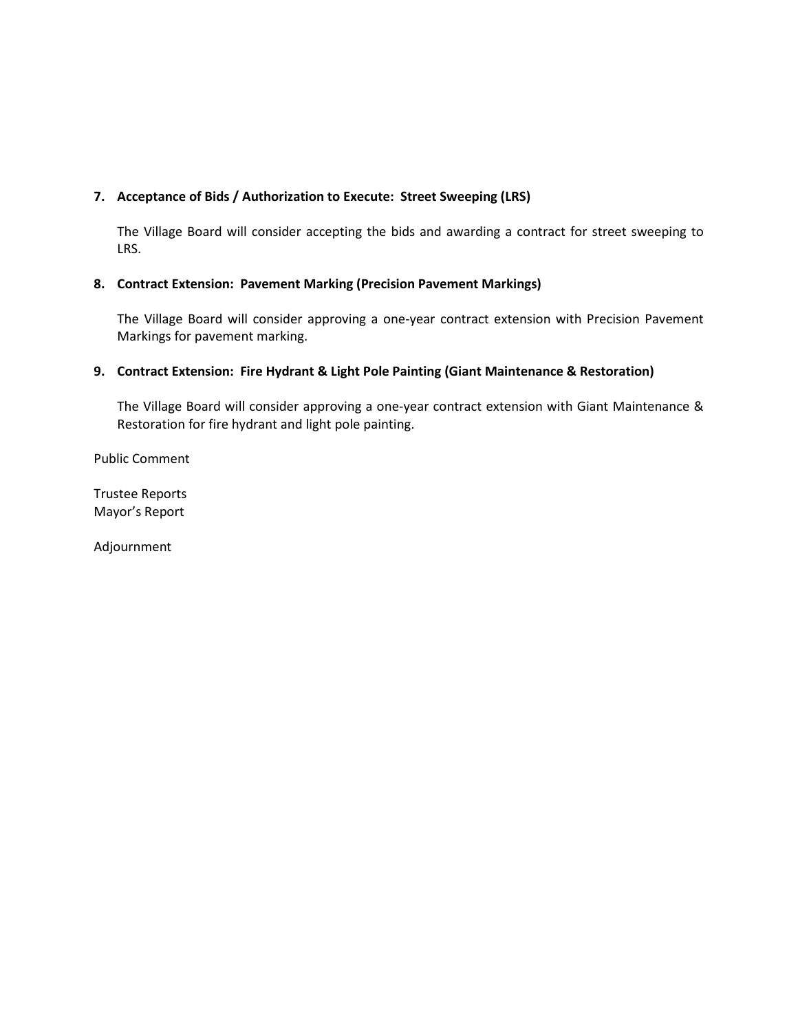**7. Acceptance of Bids / Authorization to Execute: Street Sweeping (LRS)**

The Village Board will consider accepting the bids and awarding a contract for street sweeping to LRS.

**8. Contract Extension: Pavement Marking (Precision Pavement Markings)**

The Village Board will consider approving a one-year contract extension with Precision Pavement Markings for pavement marking.

**9. Contract Extension: Fire Hydrant & Light Pole Painting (Giant Maintenance & Restoration)**

The Village Board will consider approving a one-year contract extension with Giant Maintenance & Restoration for fire hydrant and light pole painting.

Public Comment

Trustee Reports
Mayor's Report

Adjournment